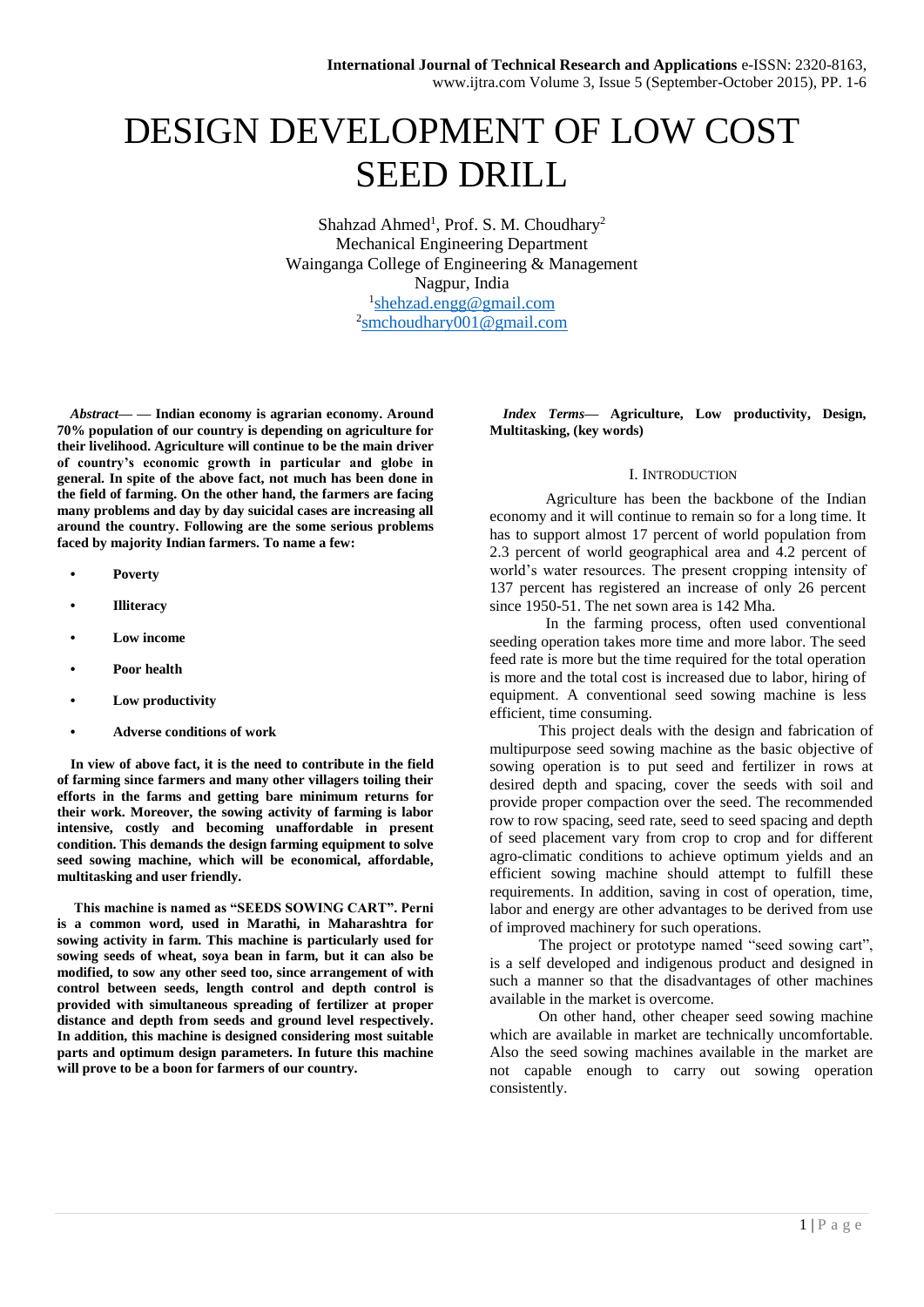# DESIGN DEVELOPMENT OF LOW COST SEED DRILL

Shahzad Ahmed[1], Prof. S. M. Choudhary[2]
Mechanical Engineering Department
Wainganga College of Engineering & Management
Nagpur, India
[1]shehzad.engg@gmail.com
[2]smchoudhary001@gmail.com

***Abstract*— — Indian economy is agrarian economy. Around 70% population of our country is depending on agriculture for their livelihood. Agriculture will continue to be the main driver of country's economic growth in particular and globe in general. In spite of the above fact, not much has been done in the field of farming. On the other hand, the farmers are facing many problems and day by day suicidal cases are increasing all around the country. Following are the some serious problems faced by majority Indian farmers. To name a few:**

- **Poverty**
- **Illiteracy**
- **Low income**
- **Poor health**
- **Low productivity**
- **Adverse conditions of work**

**In view of above fact, it is the need to contribute in the field of farming since farmers and many other villagers toiling their efforts in the farms and getting bare minimum returns for their work. Moreover, the sowing activity of farming is labor intensive, costly and becoming unaffordable in present condition. This demands the design farming equipment to solve seed sowing machine, which will be economical, affordable, multitasking and user friendly.**

**This machine is named as "SEEDS SOWING CART". Perni is a common word, used in Marathi, in Maharashtra for sowing activity in farm. This machine is particularly used for sowing seeds of wheat, soya bean in farm, but it can also be modified, to sow any other seed too, since arrangement of with control between seeds, length control and depth control is provided with simultaneous spreading of fertilizer at proper distance and depth from seeds and ground level respectively. In addition, this machine is designed considering most suitable parts and optimum design parameters. In future this machine will prove to be a boon for farmers of our country.**

***Index Terms*— Agriculture, Low productivity, Design, Multitasking, (key words)**

## I. INTRODUCTION

Agriculture has been the backbone of the Indian economy and it will continue to remain so for a long time. It has to support almost 17 percent of world population from 2.3 percent of world geographical area and 4.2 percent of world's water resources. The present cropping intensity of 137 percent has registered an increase of only 26 percent since 1950-51. The net sown area is 142 Mha.

In the farming process, often used conventional seeding operation takes more time and more labor. The seed feed rate is more but the time required for the total operation is more and the total cost is increased due to labor, hiring of equipment. A conventional seed sowing machine is less efficient, time consuming.

This project deals with the design and fabrication of multipurpose seed sowing machine as the basic objective of sowing operation is to put seed and fertilizer in rows at desired depth and spacing, cover the seeds with soil and provide proper compaction over the seed. The recommended row to row spacing, seed rate, seed to seed spacing and depth of seed placement vary from crop to crop and for different agro-climatic conditions to achieve optimum yields and an efficient sowing machine should attempt to fulfill these requirements. In addition, saving in cost of operation, time, labor and energy are other advantages to be derived from use of improved machinery for such operations.

The project or prototype named "seed sowing cart", is a self developed and indigenous product and designed in such a manner so that the disadvantages of other machines available in the market is overcome.

On other hand, other cheaper seed sowing machine which are available in market are technically uncomfortable. Also the seed sowing machines available in the market are not capable enough to carry out sowing operation consistently.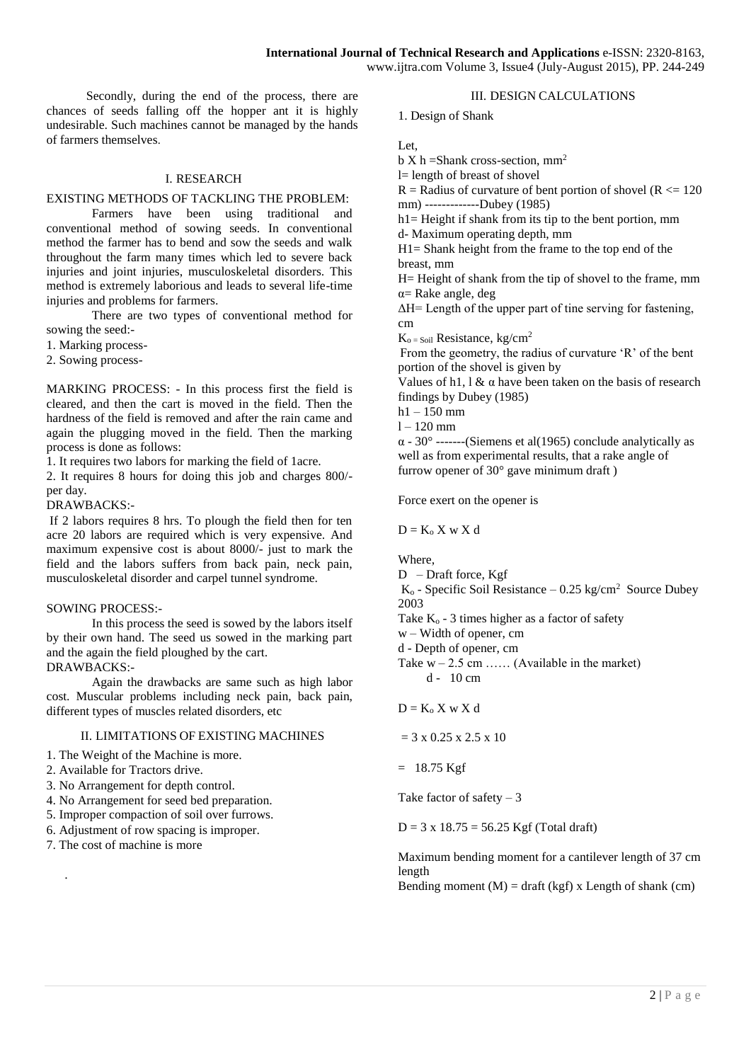Secondly, during the end of the process, there are chances of seeds falling off the hopper ant it is highly undesirable. Such machines cannot be managed by the hands of farmers themselves.

## I. RESEARCH

EXISTING METHODS OF TACKLING THE PROBLEM:

Farmers have been using traditional and conventional method of sowing seeds. In conventional method the farmer has to bend and sow the seeds and walk throughout the farm many times which led to severe back injuries and joint injuries, musculoskeletal disorders. This method is extremely laborious and leads to several life-time injuries and problems for farmers.

There are two types of conventional method for sowing the seed:-

1. Marking process-
2. Sowing process-

MARKING PROCESS: - In this process first the field is cleared, and then the cart is moved in the field. Then the hardness of the field is removed and after the rain came and again the plugging moved in the field. Then the marking process is done as follows:

1. It requires two labors for marking the field of 1acre.
2. It requires 8 hours for doing this job and charges 800/- per day.

DRAWBACKS:-

If 2 labors requires 8 hrs. To plough the field then for ten acre 20 labors are required which is very expensive. And maximum expensive cost is about 8000/- just to mark the field and the labors suffers from back pain, neck pain, musculoskeletal disorder and carpel tunnel syndrome.

SOWING PROCESS:-

In this process the seed is sowed by the labors itself by their own hand. The seed us sowed in the marking part and the again the field ploughed by the cart.

DRAWBACKS:-

Again the drawbacks are same such as high labor cost. Muscular problems including neck pain, back pain, different types of muscles related disorders, etc

## II. LIMITATIONS OF EXISTING MACHINES

1. The Weight of the Machine is more.
2. Available for Tractors drive.
3. No Arrangement for depth control.
4. No Arrangement for seed bed preparation.
5. Improper compaction of soil over furrows.
6. Adjustment of row spacing is improper.
7. The cost of machine is more

## III. DESIGN CALCULATIONS

1. Design of Shank

Let,

$b \times h$ =Shank cross-section, $mm^2$

l= length of breast of shovel

R = Radius of curvature of bent portion of shovel ($R \le 120$ mm) -------------Dubey (1985)

h1= Height if shank from its tip to the bent portion, mm

d- Maximum operating depth, mm

H1= Shank height from the frame to the top end of the breast, mm

H= Height of shank from the tip of shovel to the frame, mm

α= Rake angle, deg

ΔH= Length of the upper part of tine serving for fastening, cm

$K_{o = Soil}$ Resistance, $kg/cm^2$

From the geometry, the radius of curvature 'R' of the bent portion of the shovel is given by

Values of h1, l & α have been taken on the basis of research findings by Dubey (1985)

h1 – 150 mm

l – 120 mm

α - 30° -------(Siemens et al(1965) conclude analytically as well as from experimental results, that a rake angle of furrow opener of 30° gave minimum draft )

Force exert on the opener is

$$D = K_o \times w \times d$$

Where,

D – Draft force, Kgf

$K_o$ - Specific Soil Resistance – 0.25 $kg/cm^2$ Source Dubey 2003

Take $K_o$ - 3 times higher as a factor of safety

w – Width of opener, cm

d - Depth of opener, cm

Take w – 2.5 cm …… (Available in the market)

d - 10 cm

$$D = K_o \times w \times d$$

$$= 3 \times 0.25 \times 2.5 \times 10$$

$$= 18.75 \text{ Kgf}$$

Take factor of safety – 3

$$D = 3 \times 18.75 = 56.25 \text{ Kgf (Total draft)}$$

Maximum bending moment for a cantilever length of 37 cm length

Bending moment (M) = draft (kgf) x Length of shank (cm)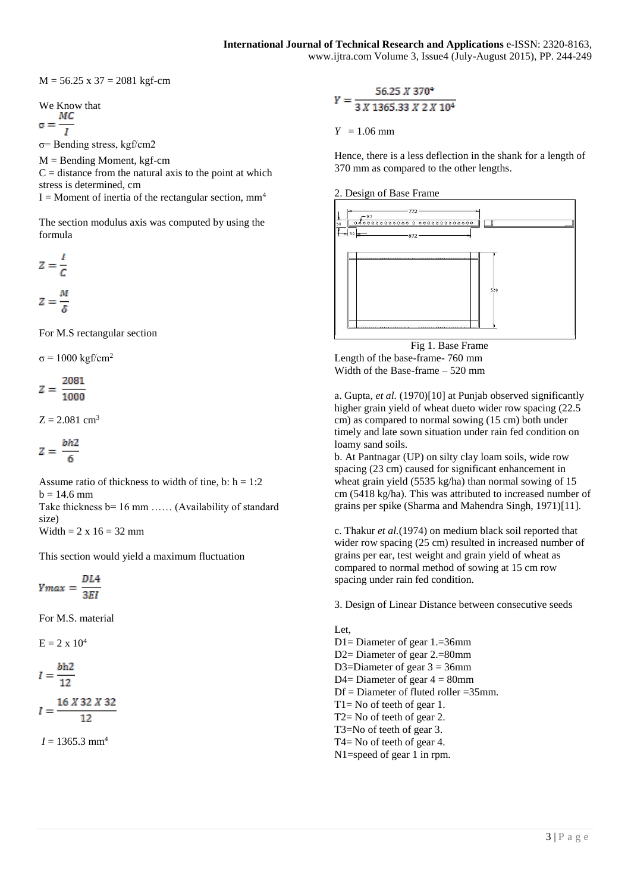$M = 56.25 \times 37 = 2081$ kgf-cm

We Know that

$$\sigma = \frac{MC}{I}$$

σ= Bending stress, kgf/cm2

M = Bending Moment, kgf-cm

C = distance from the natural axis to the point at which stress is determined, cm

I = Moment of inertia of the rectangular section, $mm^4$

The section modulus axis was computed by using the formula

$$Z = \frac{I}{C}$$

$$Z = \frac{M}{\delta}$$

For M.S rectangular section

$\sigma = 1000$ kgf/$cm^2$

$$Z = \frac{2081}{1000}$$

$Z = 2.081$ $cm^3$

$$Z = \frac{bh2}{6}$$

Assume ratio of thickness to width of tine, b: h = 1:2

b = 14.6 mm

Take thickness b= 16 mm …… (Availability of standard size)

Width = 2 x 16 = 32 mm

This section would yield a maximum fluctuation

$$Ymax = \frac{DL4}{3EI}$$

For M.S. material

$E = 2 \times 10^4$

$$I = \frac{bh2}{12}$$

$$I = \frac{16 \times 32 \times 32}{12}$$

$I = 1365.3$ $mm^4$

$$Y = \frac{56.25 \times 370^4}{3 \times 1365.33 \times 2 \times 10^4}$$

$Y = 1.06$ mm

Hence, there is a less deflection in the shank for a length of 370 mm as compared to the other lengths.

2. Design of Base Frame

Fig 1. Base Frame

Length of the base-frame- 760 mm

Width of the Base-frame – 520 mm

a. Gupta, *et al.* (1970)[10] at Punjab observed significantly higher grain yield of wheat dueto wider row spacing (22.5 cm) as compared to normal sowing (15 cm) both under timely and late sown situation under rain fed condition on loamy sand soils.

b. At Pantnagar (UP) on silty clay loam soils, wide row spacing (23 cm) caused for significant enhancement in wheat grain yield (5535 kg/ha) than normal sowing of 15 cm (5418 kg/ha). This was attributed to increased number of grains per spike (Sharma and Mahendra Singh, 1971)[11].

c. Thakur *et al.*(1974) on medium black soil reported that wider row spacing (25 cm) resulted in increased number of grains per ear, test weight and grain yield of wheat as compared to normal method of sowing at 15 cm row spacing under rain fed condition.

3. Design of Linear Distance between consecutive seeds

Let,

D1= Diameter of gear 1.=36mm

D2= Diameter of gear 2.=80mm

D3=Diameter of gear 3 = 36mm

D4= Diameter of gear 4 = 80mm

Df = Diameter of fluted roller =35mm.

T1= No of teeth of gear 1.

T2= No of teeth of gear 2.

T3=No of teeth of gear 3.

T4= No of teeth of gear 4.

N1=speed of gear 1 in rpm.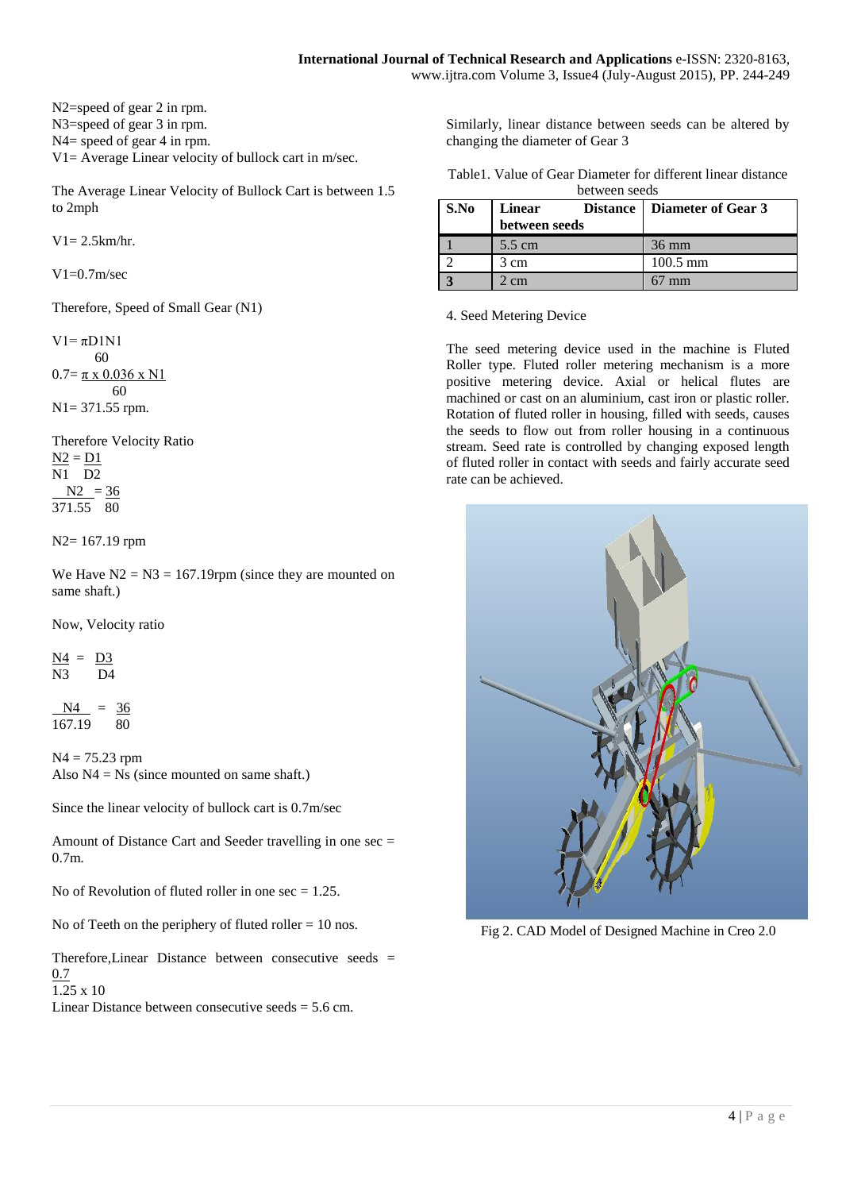N2=speed of gear 2 in rpm.
N3=speed of gear 3 in rpm.
N4= speed of gear 4 in rpm.
V1= Average Linear velocity of bullock cart in m/sec.

The Average Linear Velocity of Bullock Cart is between 1.5 to 2mph

V1= 2.5km/hr.

V1=0.7m/sec

Therefore, Speed of Small Gear (N1)

$$V1 = \frac{\pi D1N1}{60}$$

$$0.7 = \frac{\pi \times 0.036 \times N1}{60}$$

N1= 371.55 rpm.

Therefore Velocity Ratio

$$\frac{N2}{N1} = \frac{D1}{D2}$$

$$\frac{N2}{371.55} = \frac{36}{80}$$

N2= 167.19 rpm

We Have N2 = N3 = 167.19rpm (since they are mounted on same shaft.)

Now, Velocity ratio

$$\frac{N4}{N3} = \frac{D3}{D4}$$

$$\frac{N4}{167.19} = \frac{36}{80}$$

N4 = 75.23 rpm
Also N4 = Ns (since mounted on same shaft.)

Since the linear velocity of bullock cart is 0.7m/sec

Amount of Distance Cart and Seeder travelling in one sec = 0.7m.

No of Revolution of fluted roller in one sec = 1.25.

No of Teeth on the periphery of fluted roller = 10 nos.

Therefore,Linear Distance between consecutive seeds =

$$\frac{0.7}{1.25 \times 10}$$

Linear Distance between consecutive seeds = 5.6 cm.

Similarly, linear distance between seeds can be altered by changing the diameter of Gear 3

Table1. Value of Gear Diameter for different linear distance between seeds

| S.No | Linear Distance between seeds | Diameter of Gear 3 |
|---|---|---|
| 1 | 5.5 cm | 36 mm |
| 2 | 3 cm | 100.5 mm |
| **3** | 2 cm | 67 mm |

4. Seed Metering Device

The seed metering device used in the machine is Fluted Roller type. Fluted roller metering mechanism is a more positive metering device. Axial or helical flutes are machined or cast on an aluminium, cast iron or plastic roller. Rotation of fluted roller in housing, filled with seeds, causes the seeds to flow out from roller housing in a continuous stream. Seed rate is controlled by changing exposed length of fluted roller in contact with seeds and fairly accurate seed rate can be achieved.

Fig 2. CAD Model of Designed Machine in Creo 2.0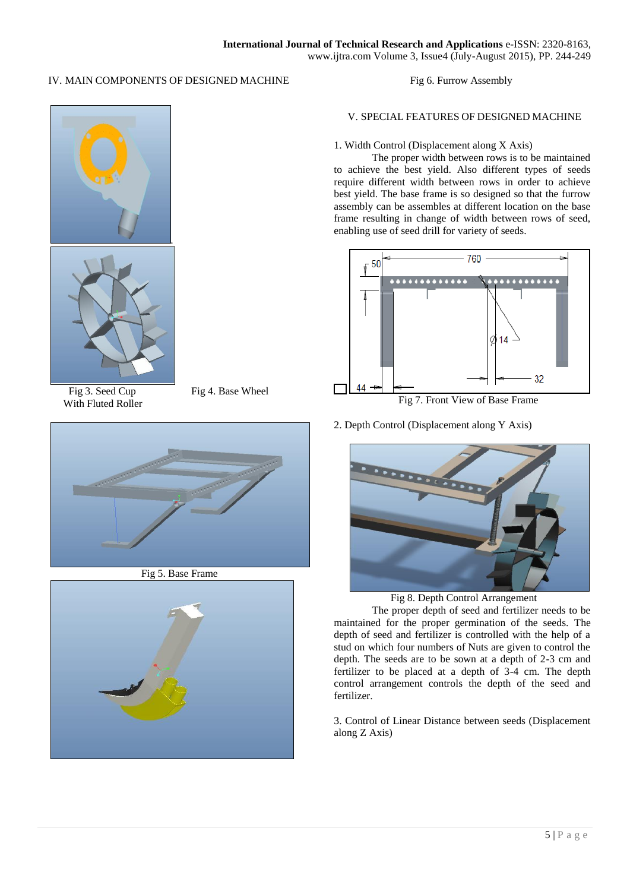## IV. MAIN COMPONENTS OF DESIGNED MACHINE

Fig 3. Seed Cup With Fluted Roller

Fig 4. Base Wheel

Fig 5. Base Frame

Fig 6. Furrow Assembly

## V. SPECIAL FEATURES OF DESIGNED MACHINE

1. Width Control (Displacement along X Axis)

The proper width between rows is to be maintained to achieve the best yield. Also different types of seeds require different width between rows in order to achieve best yield. The base frame is so designed so that the furrow assembly can be assembles at different location on the base frame resulting in change of width between rows of seed, enabling use of seed drill for variety of seeds.

Fig 7. Front View of Base Frame

2. Depth Control (Displacement along Y Axis)

Fig 8. Depth Control Arrangement

The proper depth of seed and fertilizer needs to be maintained for the proper germination of the seeds. The depth of seed and fertilizer is controlled with the help of a stud on which four numbers of Nuts are given to control the depth. The seeds are to be sown at a depth of 2-3 cm and fertilizer to be placed at a depth of 3-4 cm. The depth control arrangement controls the depth of the seed and fertilizer.

3. Control of Linear Distance between seeds (Displacement along Z Axis)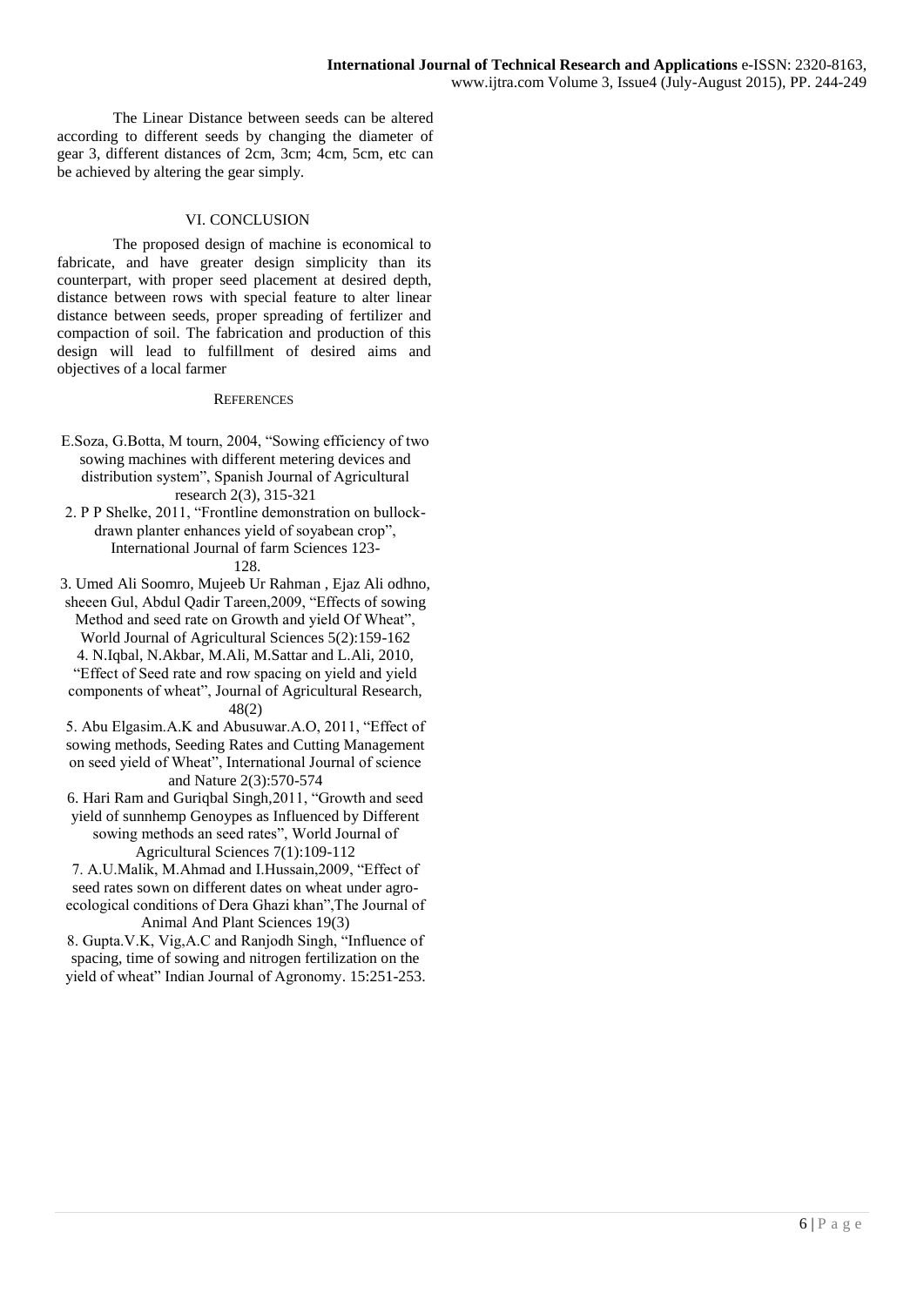The Linear Distance between seeds can be altered according to different seeds by changing the diameter of gear 3, different distances of 2cm, 3cm; 4cm, 5cm, etc can be achieved by altering the gear simply.

## VI. CONCLUSION

The proposed design of machine is economical to fabricate, and have greater design simplicity than its counterpart, with proper seed placement at desired depth, distance between rows with special feature to alter linear distance between seeds, proper spreading of fertilizer and compaction of soil. The fabrication and production of this design will lead to fulfillment of desired aims and objectives of a local farmer

## REFERENCES

E.Soza, G.Botta, M tourn, 2004, "Sowing efficiency of two sowing machines with different metering devices and distribution system", Spanish Journal of Agricultural research 2(3), 315-321

2. P P Shelke, 2011, "Frontline demonstration on bullock-drawn planter enhances yield of soyabean crop", International Journal of farm Sciences 123-128.
3. Umed Ali Soomro, Mujeeb Ur Rahman , Ejaz Ali odhno, sheeen Gul, Abdul Qadir Tareen,2009, "Effects of sowing Method and seed rate on Growth and yield Of Wheat", World Journal of Agricultural Sciences 5(2):159-162
4. N.Iqbal, N.Akbar, M.Ali, M.Sattar and L.Ali, 2010, "Effect of Seed rate and row spacing on yield and yield components of wheat", Journal of Agricultural Research, 48(2)
5. Abu Elgasim.A.K and Abusuwar.A.O, 2011, "Effect of sowing methods, Seeding Rates and Cutting Management on seed yield of Wheat", International Journal of science and Nature 2(3):570-574
6. Hari Ram and Guriqbal Singh,2011, "Growth and seed yield of sunnhemp Genoypes as Influenced by Different sowing methods an seed rates", World Journal of Agricultural Sciences 7(1):109-112
7. A.U.Malik, M.Ahmad and I.Hussain,2009, "Effect of seed rates sown on different dates on wheat under agro-ecological conditions of Dera Ghazi khan",The Journal of Animal And Plant Sciences 19(3)
8. Gupta.V.K, Vig,A.C and Ranjodh Singh, "Influence of spacing, time of sowing and nitrogen fertilization on the yield of wheat" Indian Journal of Agronomy. 15:251-253.